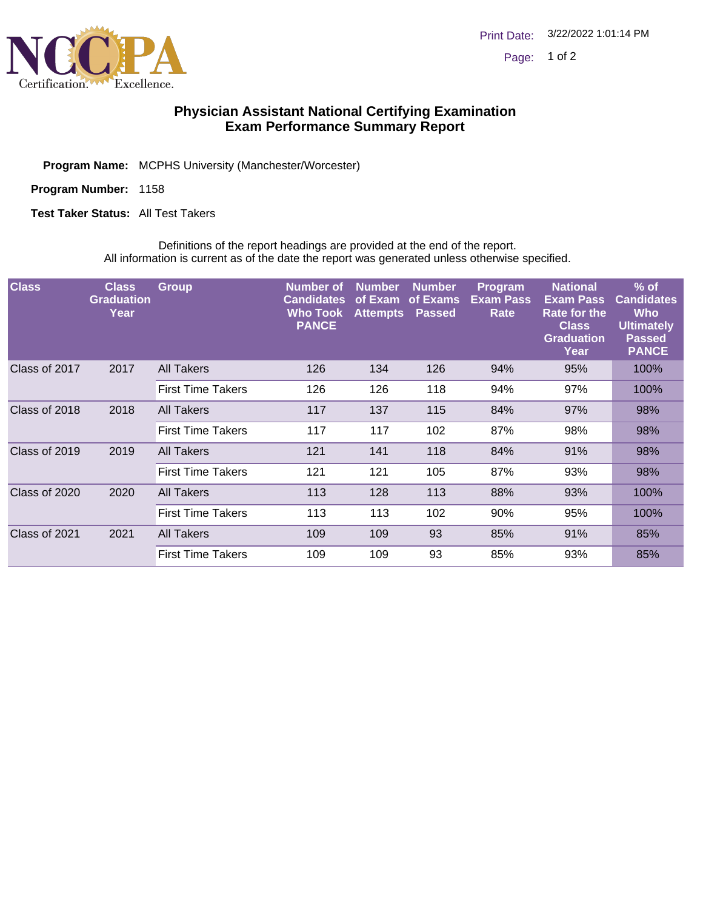# Physician Assistant National Certifying Examination
## Exam Performance Summary Report

**Program Name:** MCPHS University (Manchester/Worcester)

**Program Number:** 1158

**Test Taker Status:** All Test Takers

Definitions of the report headings are provided at the end of the report.
All information is current as of the date the report was generated unless otherwise specified.

| Class | Class Graduation Year | Group | Number of Candidates Who Took PANCE | Number of Exam Attempts | Number of Exams Passed | Program Exam Pass Rate | National Exam Pass Rate for the Class Graduation Year | % of Candidates Who Ultimately Passed PANCE |
|---|---|---|---|---|---|---|---|---|
| Class of 2017 | 2017 | All Takers | 126 | 134 | 126 | 94% | 95% | 100% |
| | | First Time Takers | 126 | 126 | 118 | 94% | 97% | 100% |
| Class of 2018 | 2018 | All Takers | 117 | 137 | 115 | 84% | 97% | 98% |
| | | First Time Takers | 117 | 117 | 102 | 87% | 98% | 98% |
| Class of 2019 | 2019 | All Takers | 121 | 141 | 118 | 84% | 91% | 98% |
| | | First Time Takers | 121 | 121 | 105 | 87% | 93% | 98% |
| Class of 2020 | 2020 | All Takers | 113 | 128 | 113 | 88% | 93% | 100% |
| | | First Time Takers | 113 | 113 | 102 | 90% | 95% | 100% |
| Class of 2021 | 2021 | All Takers | 109 | 109 | 93 | 85% | 91% | 85% |
| | | First Time Takers | 109 | 109 | 93 | 85% | 93% | 85% |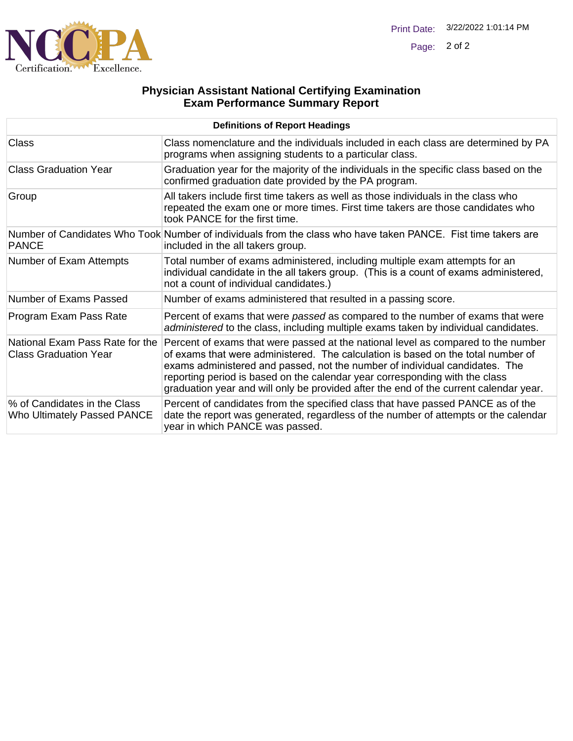# Physician Assistant National Certifying Examination
# Exam Performance Summary Report

| Definitions of Report Headings | |
|---|---|
| Class | Class nomenclature and the individuals included in each class are determined by PA programs when assigning students to a particular class. |
| Class Graduation Year | Graduation year for the majority of the individuals in the specific class based on the confirmed graduation date provided by the PA program. |
| Group | All takers include first time takers as well as those individuals in the class who repeated the exam one or more times. First time takers are those candidates who took PANCE for the first time. |
| Number of Candidates Who Took PANCE | Number of individuals from the class who have taken PANCE. Fist time takers are included in the all takers group. |
| Number of Exam Attempts | Total number of exams administered, including multiple exam attempts for an individual candidate in the all takers group. (This is a count of exams administered, not a count of individual candidates.) |
| Number of Exams Passed | Number of exams administered that resulted in a passing score. |
| Program Exam Pass Rate | Percent of exams that were *passed* as compared to the number of exams that were *administered* to the class, including multiple exams taken by individual candidates. |
| National Exam Pass Rate for the Class Graduation Year | Percent of exams that were passed at the national level as compared to the number of exams that were administered. The calculation is based on the total number of exams administered and passed, not the number of individual candidates. The reporting period is based on the calendar year corresponding with the class graduation year and will only be provided after the end of the current calendar year. |
| % of Candidates in the Class Who Ultimately Passed PANCE | Percent of candidates from the specified class that have passed PANCE as of the date the report was generated, regardless of the number of attempts or the calendar year in which PANCE was passed. |